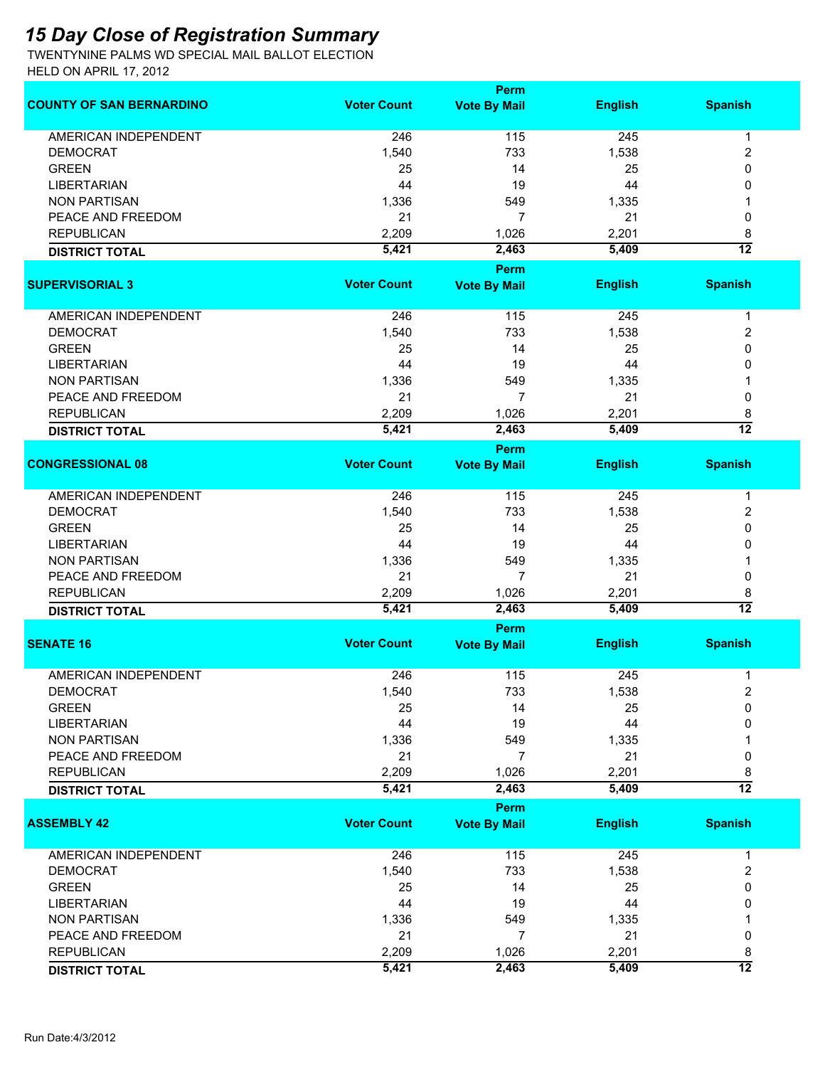# 15 Day Close of Registration Summary

TWENTYNINE PALMS WD SPECIAL MAIL BALLOT ELECTION
HELD ON APRIL 17, 2012

| COUNTY OF SAN BERNARDINO | Voter Count | Perm Vote By Mail | English | Spanish |
|---|---|---|---|---|
| AMERICAN INDEPENDENT | 246 | 115 | 245 | 1 |
| DEMOCRAT | 1,540 | 733 | 1,538 | 2 |
| GREEN | 25 | 14 | 25 | 0 |
| LIBERTARIAN | 44 | 19 | 44 | 0 |
| NON PARTISAN | 1,336 | 549 | 1,335 | 1 |
| PEACE AND FREEDOM | 21 | 7 | 21 | 0 |
| REPUBLICAN | 2,209 | 1,026 | 2,201 | 8 |
| **DISTRICT TOTAL** | **5,421** | **2,463** | **5,409** | **12** |

| SUPERVISORIAL 3 | Voter Count | Perm Vote By Mail | English | Spanish |
|---|---|---|---|---|
| AMERICAN INDEPENDENT | 246 | 115 | 245 | 1 |
| DEMOCRAT | 1,540 | 733 | 1,538 | 2 |
| GREEN | 25 | 14 | 25 | 0 |
| LIBERTARIAN | 44 | 19 | 44 | 0 |
| NON PARTISAN | 1,336 | 549 | 1,335 | 1 |
| PEACE AND FREEDOM | 21 | 7 | 21 | 0 |
| REPUBLICAN | 2,209 | 1,026 | 2,201 | 8 |
| **DISTRICT TOTAL** | **5,421** | **2,463** | **5,409** | **12** |

| CONGRESSIONAL 08 | Voter Count | Perm Vote By Mail | English | Spanish |
|---|---|---|---|---|
| AMERICAN INDEPENDENT | 246 | 115 | 245 | 1 |
| DEMOCRAT | 1,540 | 733 | 1,538 | 2 |
| GREEN | 25 | 14 | 25 | 0 |
| LIBERTARIAN | 44 | 19 | 44 | 0 |
| NON PARTISAN | 1,336 | 549 | 1,335 | 1 |
| PEACE AND FREEDOM | 21 | 7 | 21 | 0 |
| REPUBLICAN | 2,209 | 1,026 | 2,201 | 8 |
| **DISTRICT TOTAL** | **5,421** | **2,463** | **5,409** | **12** |

| SENATE 16 | Voter Count | Perm Vote By Mail | English | Spanish |
|---|---|---|---|---|
| AMERICAN INDEPENDENT | 246 | 115 | 245 | 1 |
| DEMOCRAT | 1,540 | 733 | 1,538 | 2 |
| GREEN | 25 | 14 | 25 | 0 |
| LIBERTARIAN | 44 | 19 | 44 | 0 |
| NON PARTISAN | 1,336 | 549 | 1,335 | 1 |
| PEACE AND FREEDOM | 21 | 7 | 21 | 0 |
| REPUBLICAN | 2,209 | 1,026 | 2,201 | 8 |
| **DISTRICT TOTAL** | **5,421** | **2,463** | **5,409** | **12** |

| ASSEMBLY 42 | Voter Count | Perm Vote By Mail | English | Spanish |
|---|---|---|---|---|
| AMERICAN INDEPENDENT | 246 | 115 | 245 | 1 |
| DEMOCRAT | 1,540 | 733 | 1,538 | 2 |
| GREEN | 25 | 14 | 25 | 0 |
| LIBERTARIAN | 44 | 19 | 44 | 0 |
| NON PARTISAN | 1,336 | 549 | 1,335 | 1 |
| PEACE AND FREEDOM | 21 | 7 | 21 | 0 |
| REPUBLICAN | 2,209 | 1,026 | 2,201 | 8 |
| **DISTRICT TOTAL** | **5,421** | **2,463** | **5,409** | **12** |

Run Date:4/3/2012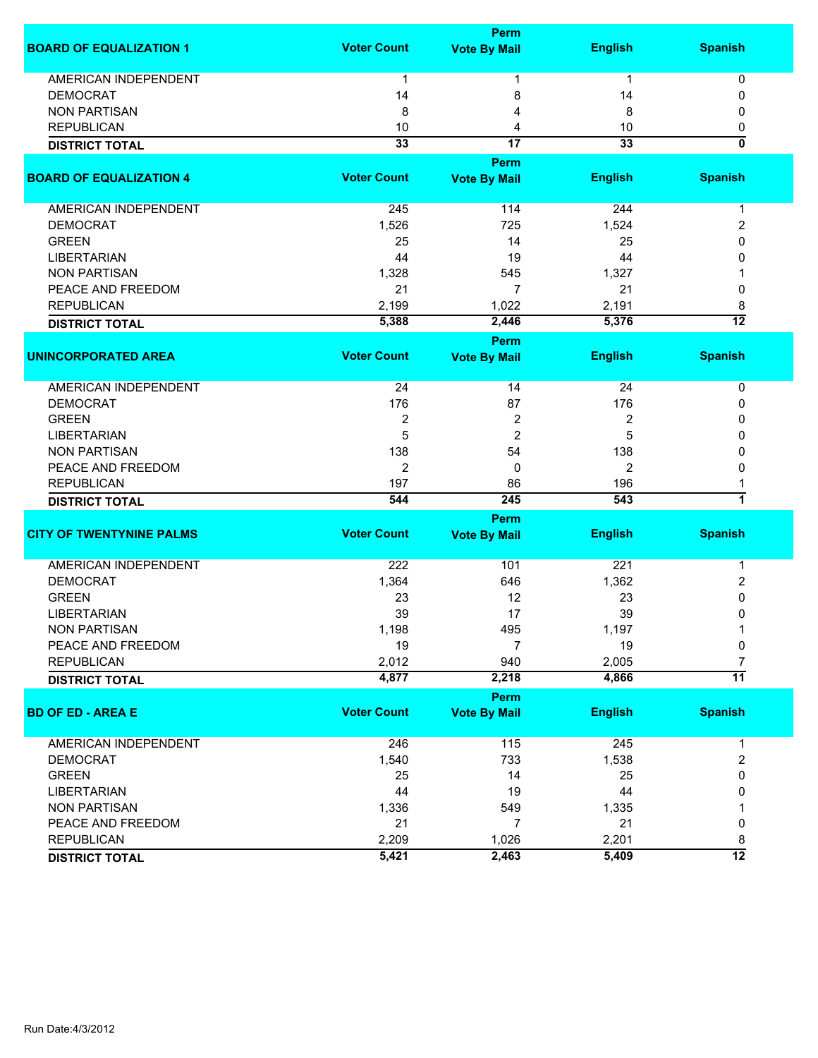| BOARD OF EQUALIZATION 1 | Voter Count | Perm Vote By Mail | English | Spanish |
|---|---|---|---|---|
| AMERICAN INDEPENDENT | 1 | 1 | 1 | 0 |
| DEMOCRAT | 14 | 8 | 14 | 0 |
| NON PARTISAN | 8 | 4 | 8 | 0 |
| REPUBLICAN | 10 | 4 | 10 | 0 |
| **DISTRICT TOTAL** | **33** | **17** | **33** | **0** |

| BOARD OF EQUALIZATION 4 | Voter Count | Perm Vote By Mail | English | Spanish |
|---|---|---|---|---|
| AMERICAN INDEPENDENT | 245 | 114 | 244 | 1 |
| DEMOCRAT | 1,526 | 725 | 1,524 | 2 |
| GREEN | 25 | 14 | 25 | 0 |
| LIBERTARIAN | 44 | 19 | 44 | 0 |
| NON PARTISAN | 1,328 | 545 | 1,327 | 1 |
| PEACE AND FREEDOM | 21 | 7 | 21 | 0 |
| REPUBLICAN | 2,199 | 1,022 | 2,191 | 8 |
| **DISTRICT TOTAL** | **5,388** | **2,446** | **5,376** | **12** |

| UNINCORPORATED AREA | Voter Count | Perm Vote By Mail | English | Spanish |
|---|---|---|---|---|
| AMERICAN INDEPENDENT | 24 | 14 | 24 | 0 |
| DEMOCRAT | 176 | 87 | 176 | 0 |
| GREEN | 2 | 2 | 2 | 0 |
| LIBERTARIAN | 5 | 2 | 5 | 0 |
| NON PARTISAN | 138 | 54 | 138 | 0 |
| PEACE AND FREEDOM | 2 | 0 | 2 | 0 |
| REPUBLICAN | 197 | 86 | 196 | 1 |
| **DISTRICT TOTAL** | **544** | **245** | **543** | **1** |

| CITY OF TWENTYNINE PALMS | Voter Count | Perm Vote By Mail | English | Spanish |
|---|---|---|---|---|
| AMERICAN INDEPENDENT | 222 | 101 | 221 | 1 |
| DEMOCRAT | 1,364 | 646 | 1,362 | 2 |
| GREEN | 23 | 12 | 23 | 0 |
| LIBERTARIAN | 39 | 17 | 39 | 0 |
| NON PARTISAN | 1,198 | 495 | 1,197 | 1 |
| PEACE AND FREEDOM | 19 | 7 | 19 | 0 |
| REPUBLICAN | 2,012 | 940 | 2,005 | 7 |
| **DISTRICT TOTAL** | **4,877** | **2,218** | **4,866** | **11** |

| BD OF ED - AREA E | Voter Count | Perm Vote By Mail | English | Spanish |
|---|---|---|---|---|
| AMERICAN INDEPENDENT | 246 | 115 | 245 | 1 |
| DEMOCRAT | 1,540 | 733 | 1,538 | 2 |
| GREEN | 25 | 14 | 25 | 0 |
| LIBERTARIAN | 44 | 19 | 44 | 0 |
| NON PARTISAN | 1,336 | 549 | 1,335 | 1 |
| PEACE AND FREEDOM | 21 | 7 | 21 | 0 |
| REPUBLICAN | 2,209 | 1,026 | 2,201 | 8 |
| **DISTRICT TOTAL** | **5,421** | **2,463** | **5,409** | **12** |

Run Date:4/3/2012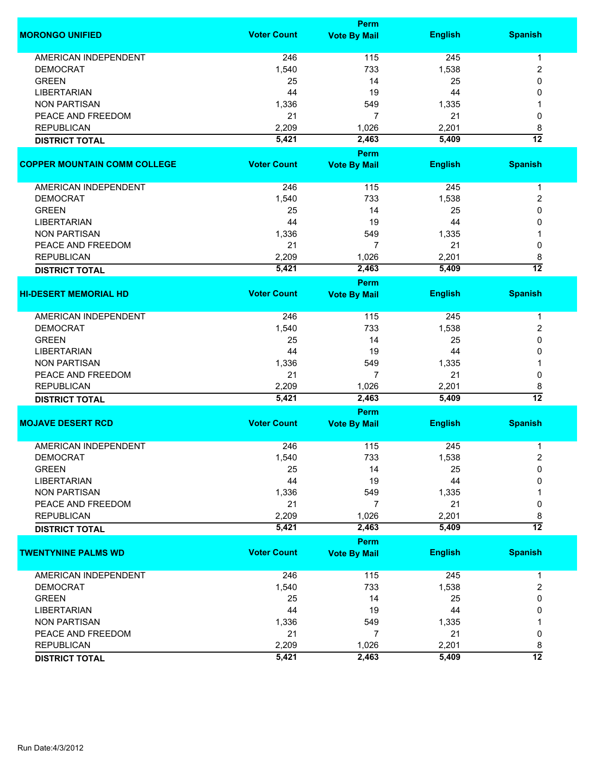| MORONGO UNIFIED | Voter Count | Perm Vote By Mail | English | Spanish |
|---|---|---|---|---|
| AMERICAN INDEPENDENT | 246 | 115 | 245 | 1 |
| DEMOCRAT | 1,540 | 733 | 1,538 | 2 |
| GREEN | 25 | 14 | 25 | 0 |
| LIBERTARIAN | 44 | 19 | 44 | 0 |
| NON PARTISAN | 1,336 | 549 | 1,335 | 1 |
| PEACE AND FREEDOM | 21 | 7 | 21 | 0 |
| REPUBLICAN | 2,209 | 1,026 | 2,201 | 8 |
| **DISTRICT TOTAL** | **5,421** | **2,463** | **5,409** | **12** |

| COPPER MOUNTAIN COMM COLLEGE | Voter Count | Perm Vote By Mail | English | Spanish |
|---|---|---|---|---|
| AMERICAN INDEPENDENT | 246 | 115 | 245 | 1 |
| DEMOCRAT | 1,540 | 733 | 1,538 | 2 |
| GREEN | 25 | 14 | 25 | 0 |
| LIBERTARIAN | 44 | 19 | 44 | 0 |
| NON PARTISAN | 1,336 | 549 | 1,335 | 1 |
| PEACE AND FREEDOM | 21 | 7 | 21 | 0 |
| REPUBLICAN | 2,209 | 1,026 | 2,201 | 8 |
| **DISTRICT TOTAL** | **5,421** | **2,463** | **5,409** | **12** |

| HI-DESERT MEMORIAL HD | Voter Count | Perm Vote By Mail | English | Spanish |
|---|---|---|---|---|
| AMERICAN INDEPENDENT | 246 | 115 | 245 | 1 |
| DEMOCRAT | 1,540 | 733 | 1,538 | 2 |
| GREEN | 25 | 14 | 25 | 0 |
| LIBERTARIAN | 44 | 19 | 44 | 0 |
| NON PARTISAN | 1,336 | 549 | 1,335 | 1 |
| PEACE AND FREEDOM | 21 | 7 | 21 | 0 |
| REPUBLICAN | 2,209 | 1,026 | 2,201 | 8 |
| **DISTRICT TOTAL** | **5,421** | **2,463** | **5,409** | **12** |

| MOJAVE DESERT RCD | Voter Count | Perm Vote By Mail | English | Spanish |
|---|---|---|---|---|
| AMERICAN INDEPENDENT | 246 | 115 | 245 | 1 |
| DEMOCRAT | 1,540 | 733 | 1,538 | 2 |
| GREEN | 25 | 14 | 25 | 0 |
| LIBERTARIAN | 44 | 19 | 44 | 0 |
| NON PARTISAN | 1,336 | 549 | 1,335 | 1 |
| PEACE AND FREEDOM | 21 | 7 | 21 | 0 |
| REPUBLICAN | 2,209 | 1,026 | 2,201 | 8 |
| **DISTRICT TOTAL** | **5,421** | **2,463** | **5,409** | **12** |

| TWENTYNINE PALMS WD | Voter Count | Perm Vote By Mail | English | Spanish |
|---|---|---|---|---|
| AMERICAN INDEPENDENT | 246 | 115 | 245 | 1 |
| DEMOCRAT | 1,540 | 733 | 1,538 | 2 |
| GREEN | 25 | 14 | 25 | 0 |
| LIBERTARIAN | 44 | 19 | 44 | 0 |
| NON PARTISAN | 1,336 | 549 | 1,335 | 1 |
| PEACE AND FREEDOM | 21 | 7 | 21 | 0 |
| REPUBLICAN | 2,209 | 1,026 | 2,201 | 8 |
| **DISTRICT TOTAL** | **5,421** | **2,463** | **5,409** | **12** |

Run Date:4/3/2012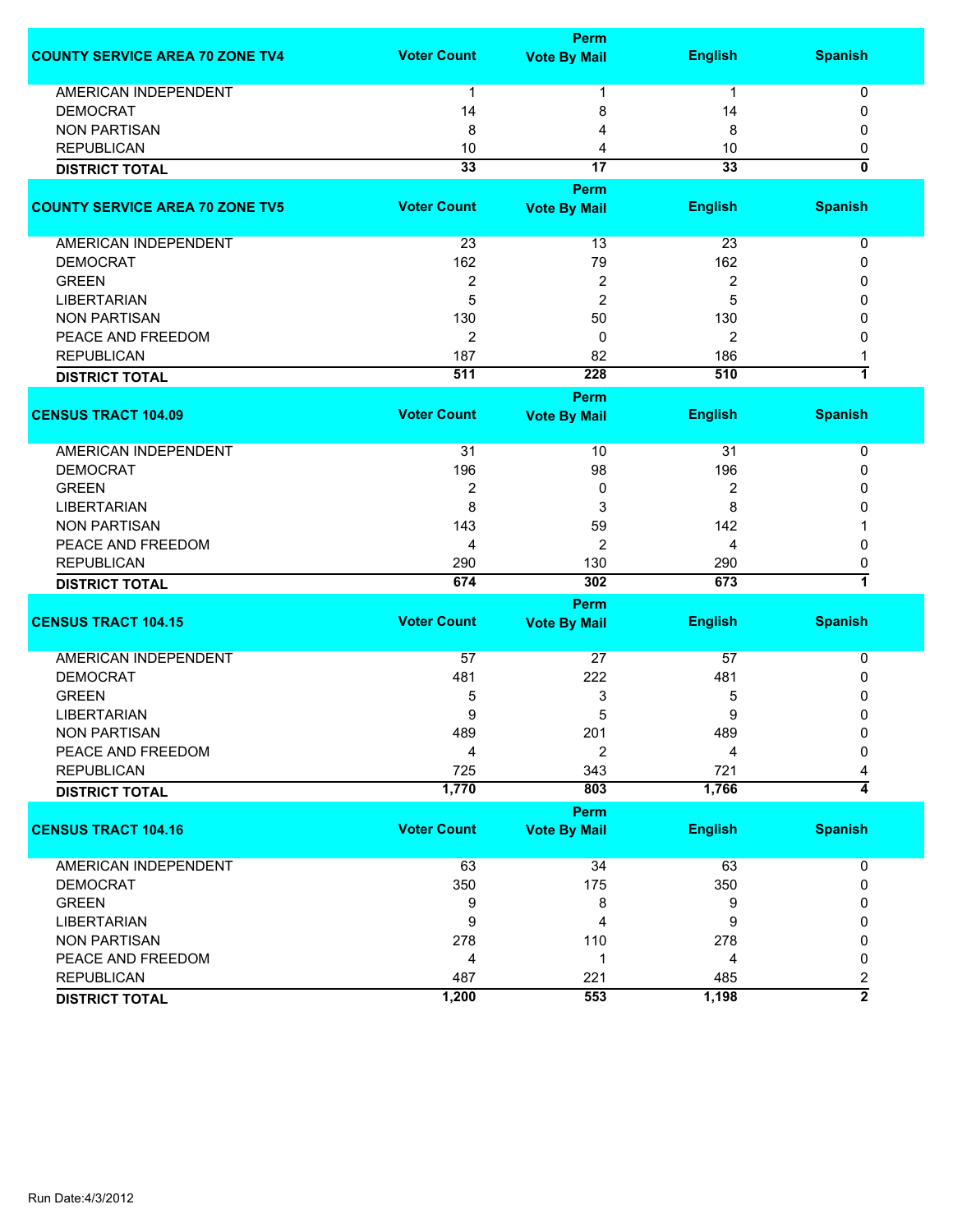| COUNTY SERVICE AREA 70 ZONE TV4 | Voter Count | Perm Vote By Mail | English | Spanish |
|---|---|---|---|---|
| AMERICAN INDEPENDENT | 1 | 1 | 1 | 0 |
| DEMOCRAT | 14 | 8 | 14 | 0 |
| NON PARTISAN | 8 | 4 | 8 | 0 |
| REPUBLICAN | 10 | 4 | 10 | 0 |
| **DISTRICT TOTAL** | **33** | **17** | **33** | **0** |

| COUNTY SERVICE AREA 70 ZONE TV5 | Voter Count | Perm Vote By Mail | English | Spanish |
|---|---|---|---|---|
| AMERICAN INDEPENDENT | 23 | 13 | 23 | 0 |
| DEMOCRAT | 162 | 79 | 162 | 0 |
| GREEN | 2 | 2 | 2 | 0 |
| LIBERTARIAN | 5 | 2 | 5 | 0 |
| NON PARTISAN | 130 | 50 | 130 | 0 |
| PEACE AND FREEDOM | 2 | 0 | 2 | 0 |
| REPUBLICAN | 187 | 82 | 186 | 1 |
| **DISTRICT TOTAL** | **511** | **228** | **510** | **1** |

| CENSUS TRACT 104.09 | Voter Count | Perm Vote By Mail | English | Spanish |
|---|---|---|---|---|
| AMERICAN INDEPENDENT | 31 | 10 | 31 | 0 |
| DEMOCRAT | 196 | 98 | 196 | 0 |
| GREEN | 2 | 0 | 2 | 0 |
| LIBERTARIAN | 8 | 3 | 8 | 0 |
| NON PARTISAN | 143 | 59 | 142 | 1 |
| PEACE AND FREEDOM | 4 | 2 | 4 | 0 |
| REPUBLICAN | 290 | 130 | 290 | 0 |
| **DISTRICT TOTAL** | **674** | **302** | **673** | **1** |

| CENSUS TRACT 104.15 | Voter Count | Perm Vote By Mail | English | Spanish |
|---|---|---|---|---|
| AMERICAN INDEPENDENT | 57 | 27 | 57 | 0 |
| DEMOCRAT | 481 | 222 | 481 | 0 |
| GREEN | 5 | 3 | 5 | 0 |
| LIBERTARIAN | 9 | 5 | 9 | 0 |
| NON PARTISAN | 489 | 201 | 489 | 0 |
| PEACE AND FREEDOM | 4 | 2 | 4 | 0 |
| REPUBLICAN | 725 | 343 | 721 | 4 |
| **DISTRICT TOTAL** | **1,770** | **803** | **1,766** | **4** |

| CENSUS TRACT 104.16 | Voter Count | Perm Vote By Mail | English | Spanish |
|---|---|---|---|---|
| AMERICAN INDEPENDENT | 63 | 34 | 63 | 0 |
| DEMOCRAT | 350 | 175 | 350 | 0 |
| GREEN | 9 | 8 | 9 | 0 |
| LIBERTARIAN | 9 | 4 | 9 | 0 |
| NON PARTISAN | 278 | 110 | 278 | 0 |
| PEACE AND FREEDOM | 4 | 1 | 4 | 0 |
| REPUBLICAN | 487 | 221 | 485 | 2 |
| **DISTRICT TOTAL** | **1,200** | **553** | **1,198** | **2** |

Run Date:4/3/2012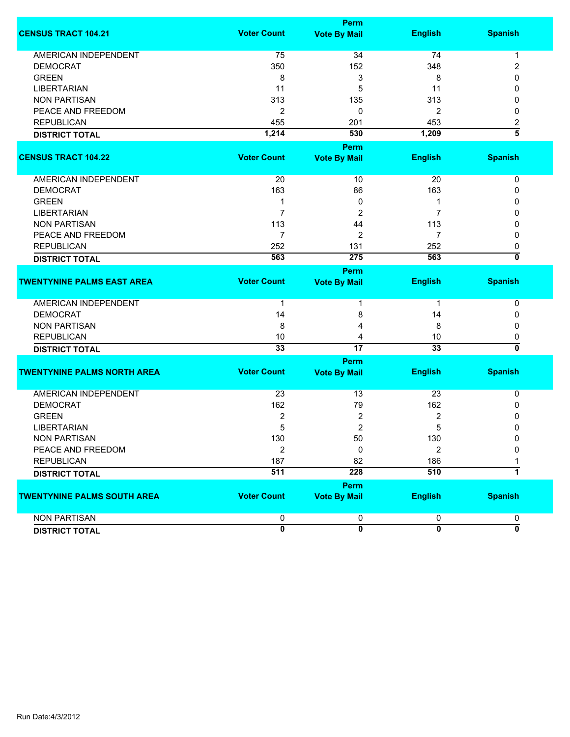| CENSUS TRACT 104.21 | Voter Count | Perm Vote By Mail | English | Spanish |
|---|---|---|---|---|
| AMERICAN INDEPENDENT | 75 | 34 | 74 | 1 |
| DEMOCRAT | 350 | 152 | 348 | 2 |
| GREEN | 8 | 3 | 8 | 0 |
| LIBERTARIAN | 11 | 5 | 11 | 0 |
| NON PARTISAN | 313 | 135 | 313 | 0 |
| PEACE AND FREEDOM | 2 | 0 | 2 | 0 |
| REPUBLICAN | 455 | 201 | 453 | 2 |
| **DISTRICT TOTAL** | **1,214** | **530** | **1,209** | **5** |

| CENSUS TRACT 104.22 | Voter Count | Perm Vote By Mail | English | Spanish |
|---|---|---|---|---|
| AMERICAN INDEPENDENT | 20 | 10 | 20 | 0 |
| DEMOCRAT | 163 | 86 | 163 | 0 |
| GREEN | 1 | 0 | 1 | 0 |
| LIBERTARIAN | 7 | 2 | 7 | 0 |
| NON PARTISAN | 113 | 44 | 113 | 0 |
| PEACE AND FREEDOM | 7 | 2 | 7 | 0 |
| REPUBLICAN | 252 | 131 | 252 | 0 |
| **DISTRICT TOTAL** | **563** | **275** | **563** | **0** |

| TWENTYNINE PALMS EAST AREA | Voter Count | Perm Vote By Mail | English | Spanish |
|---|---|---|---|---|
| AMERICAN INDEPENDENT | 1 | 1 | 1 | 0 |
| DEMOCRAT | 14 | 8 | 14 | 0 |
| NON PARTISAN | 8 | 4 | 8 | 0 |
| REPUBLICAN | 10 | 4 | 10 | 0 |
| **DISTRICT TOTAL** | **33** | **17** | **33** | **0** |

| TWENTYNINE PALMS NORTH AREA | Voter Count | Perm Vote By Mail | English | Spanish |
|---|---|---|---|---|
| AMERICAN INDEPENDENT | 23 | 13 | 23 | 0 |
| DEMOCRAT | 162 | 79 | 162 | 0 |
| GREEN | 2 | 2 | 2 | 0 |
| LIBERTARIAN | 5 | 2 | 5 | 0 |
| NON PARTISAN | 130 | 50 | 130 | 0 |
| PEACE AND FREEDOM | 2 | 0 | 2 | 0 |
| REPUBLICAN | 187 | 82 | 186 | 1 |
| **DISTRICT TOTAL** | **511** | **228** | **510** | **1** |

| TWENTYNINE PALMS SOUTH AREA | Voter Count | Perm Vote By Mail | English | Spanish |
|---|---|---|---|---|
| NON PARTISAN | 0 | 0 | 0 | 0 |
| **DISTRICT TOTAL** | **0** | **0** | **0** | **0** |

Run Date:4/3/2012